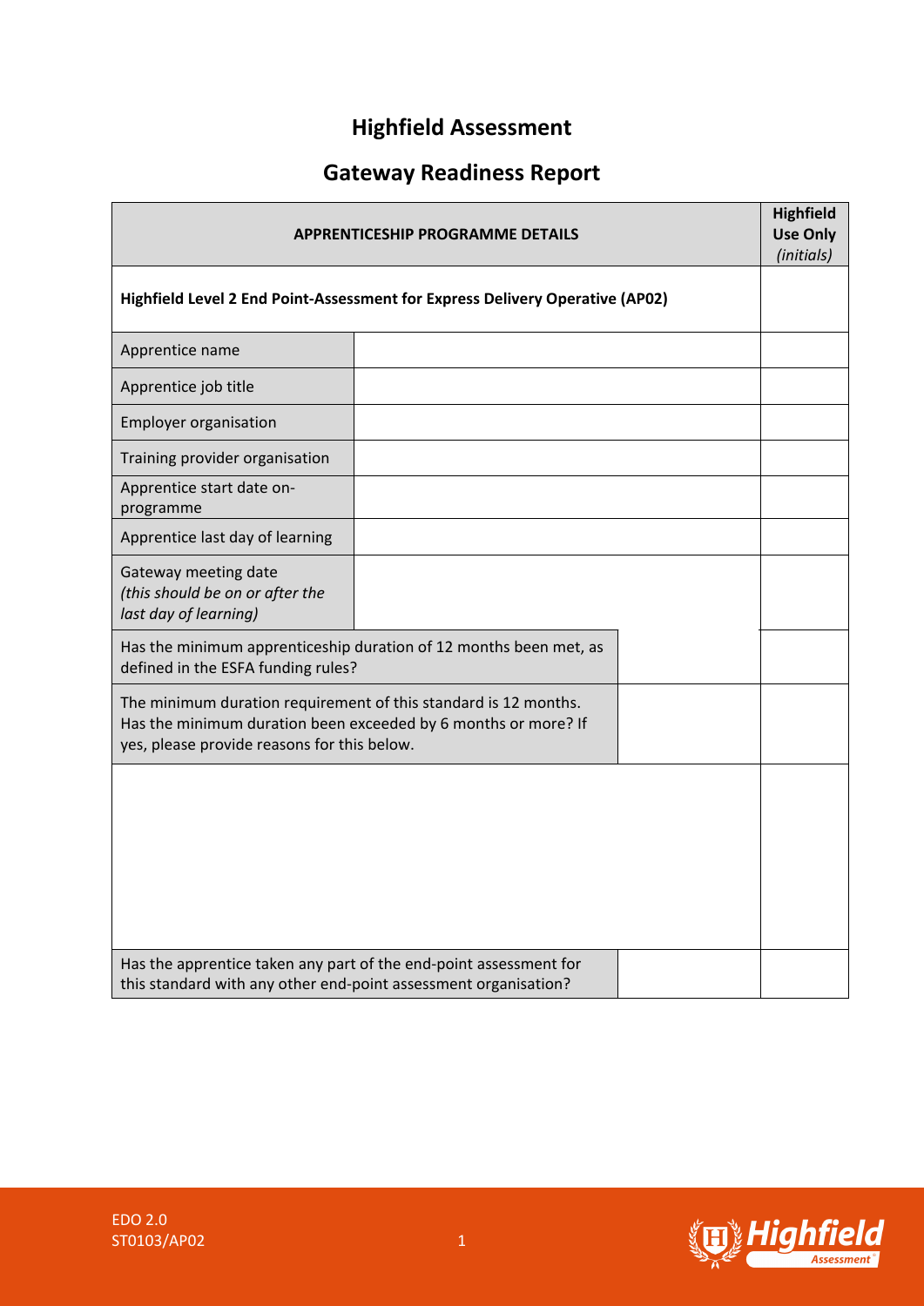# Highfield Assessment

## Gateway Readiness Report

| APPRENTICESHIP PROGRAMME DETAILS | | | **Highfield Use Only** *(initials)* |
|---|---|---|---|
| **Highfield Level 2 End Point-Assessment for Express Delivery Operative (AP02)** | | | |
| Apprentice name | | | |
| Apprentice job title | | | |
| Employer organisation | | | |
| Training provider organisation | | | |
| Apprentice start date on-programme | | | |
| Apprentice last day of learning | | | |
| Gateway meeting date *(this should be on or after the last day of learning)* | | | |
| Has the minimum apprenticeship duration of 12 months been met, as defined in the ESFA funding rules? | | | |
| The minimum duration requirement of this standard is 12 months. Has the minimum duration been exceeded by 6 months or more? If yes, please provide reasons for this below. | | | |
| | | | |
| Has the apprentice taken any part of the end-point assessment for this standard with any other end-point assessment organisation? | | | |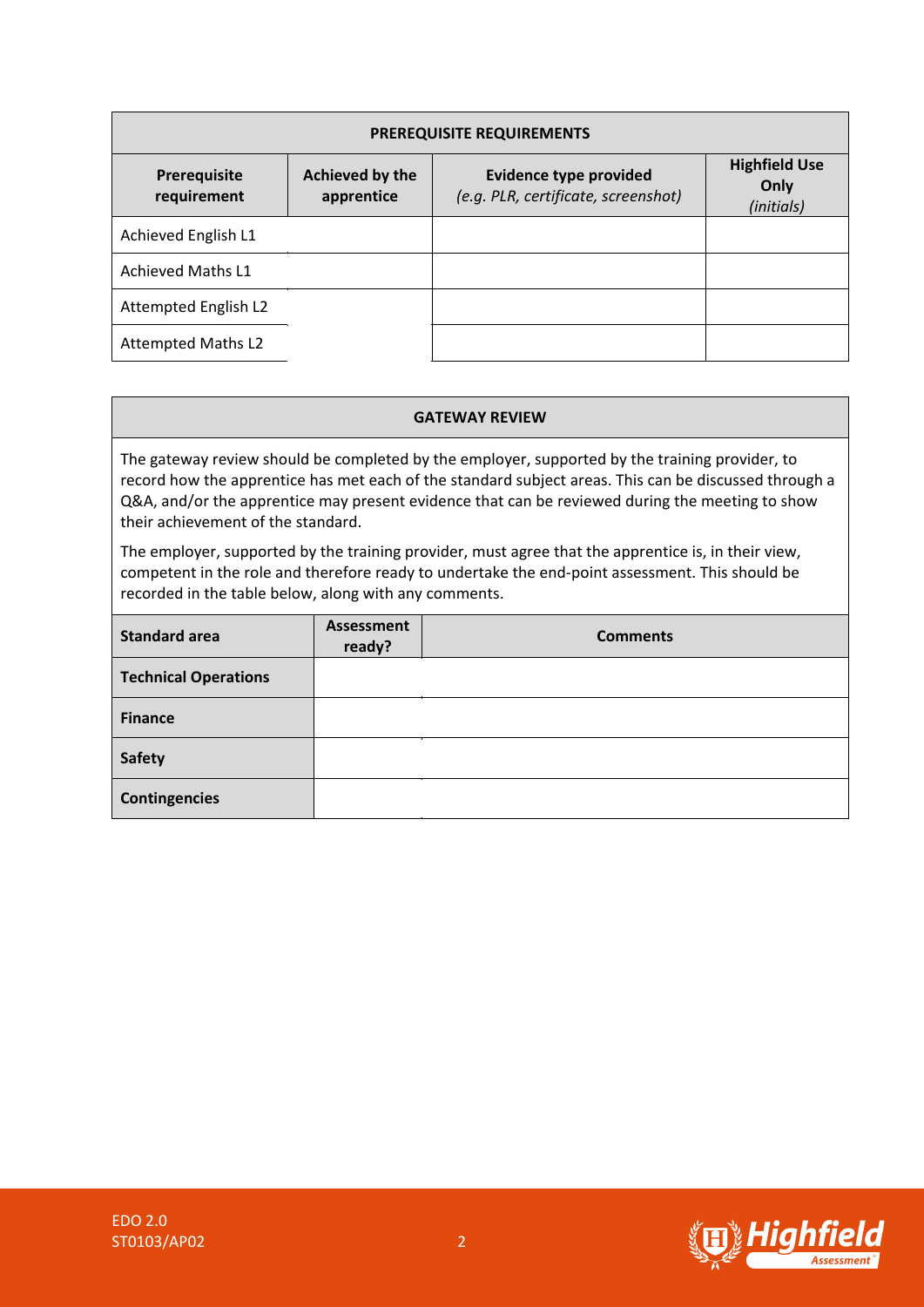| PREREQUISITE REQUIREMENTS | | | |
|---|---|---|---|
| **Prerequisite requirement** | **Achieved by the apprentice** | **Evidence type provided** *(e.g. PLR, certificate, screenshot)* | **Highfield Use Only** *(initials)* |
| Achieved English L1 | | | |
| Achieved Maths L1 | | | |
| Attempted English L2 | | | |
| Attempted Maths L2 | | | |

**GATEWAY REVIEW**

The gateway review should be completed by the employer, supported by the training provider, to record how the apprentice has met each of the standard subject areas. This can be discussed through a Q&A, and/or the apprentice may present evidence that can be reviewed during the meeting to show their achievement of the standard.

The employer, supported by the training provider, must agree that the apprentice is, in their view, competent in the role and therefore ready to undertake the end-point assessment. This should be recorded in the table below, along with any comments.

| Standard area | Assessment ready? | Comments |
|---|---|---|
| **Technical Operations** | | |
| **Finance** | | |
| **Safety** | | |
| **Contingencies** | | |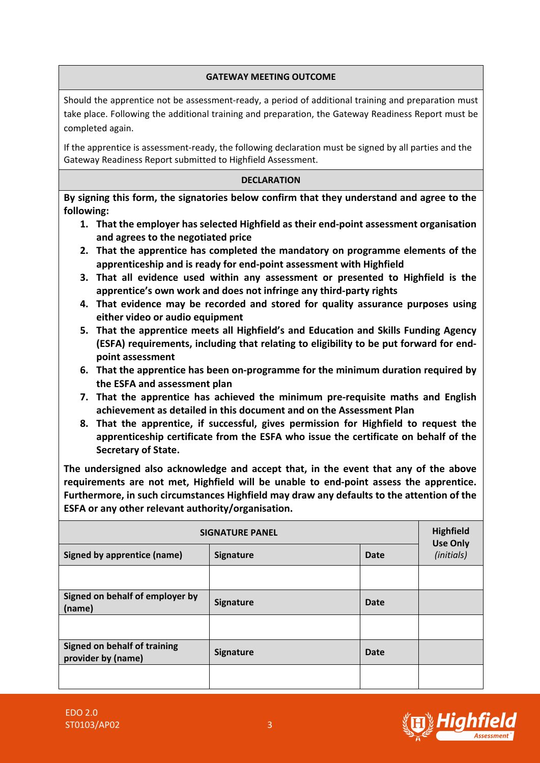## GATEWAY MEETING OUTCOME

Should the apprentice not be assessment-ready, a period of additional training and preparation must take place. Following the additional training and preparation, the Gateway Readiness Report must be completed again.

If the apprentice is assessment-ready, the following declaration must be signed by all parties and the Gateway Readiness Report submitted to Highfield Assessment.

## DECLARATION

**By signing this form, the signatories below confirm that they understand and agree to the following:**

1. **That the employer has selected Highfield as their end-point assessment organisation and agrees to the negotiated price**
2. **That the apprentice has completed the mandatory on programme elements of the apprenticeship and is ready for end-point assessment with Highfield**
3. **That all evidence used within any assessment or presented to Highfield is the apprentice's own work and does not infringe any third-party rights**
4. **That evidence may be recorded and stored for quality assurance purposes using either video or audio equipment**
5. **That the apprentice meets all Highfield's and Education and Skills Funding Agency (ESFA) requirements, including that relating to eligibility to be put forward for end-point assessment**
6. **That the apprentice has been on-programme for the minimum duration required by the ESFA and assessment plan**
7. **That the apprentice has achieved the minimum pre-requisite maths and English achievement as detailed in this document and on the Assessment Plan**
8. **That the apprentice, if successful, gives permission for Highfield to request the apprenticeship certificate from the ESFA who issue the certificate on behalf of the Secretary of State.**

**The undersigned also acknowledge and accept that, in the event that any of the above requirements are not met, Highfield will be unable to end-point assess the apprentice. Furthermore, in such circumstances Highfield may draw any defaults to the attention of the ESFA or any other relevant authority/organisation.**

| SIGNATURE PANEL | | | Highfield Use Only *(initials)* |
|---|---|---|---|
| **Signed by apprentice (name)** | **Signature** | **Date** | |
| | | | |
| **Signed on behalf of employer by (name)** | **Signature** | **Date** | |
| | | | |
| **Signed on behalf of training provider by (name)** | **Signature** | **Date** | |
| | | | |